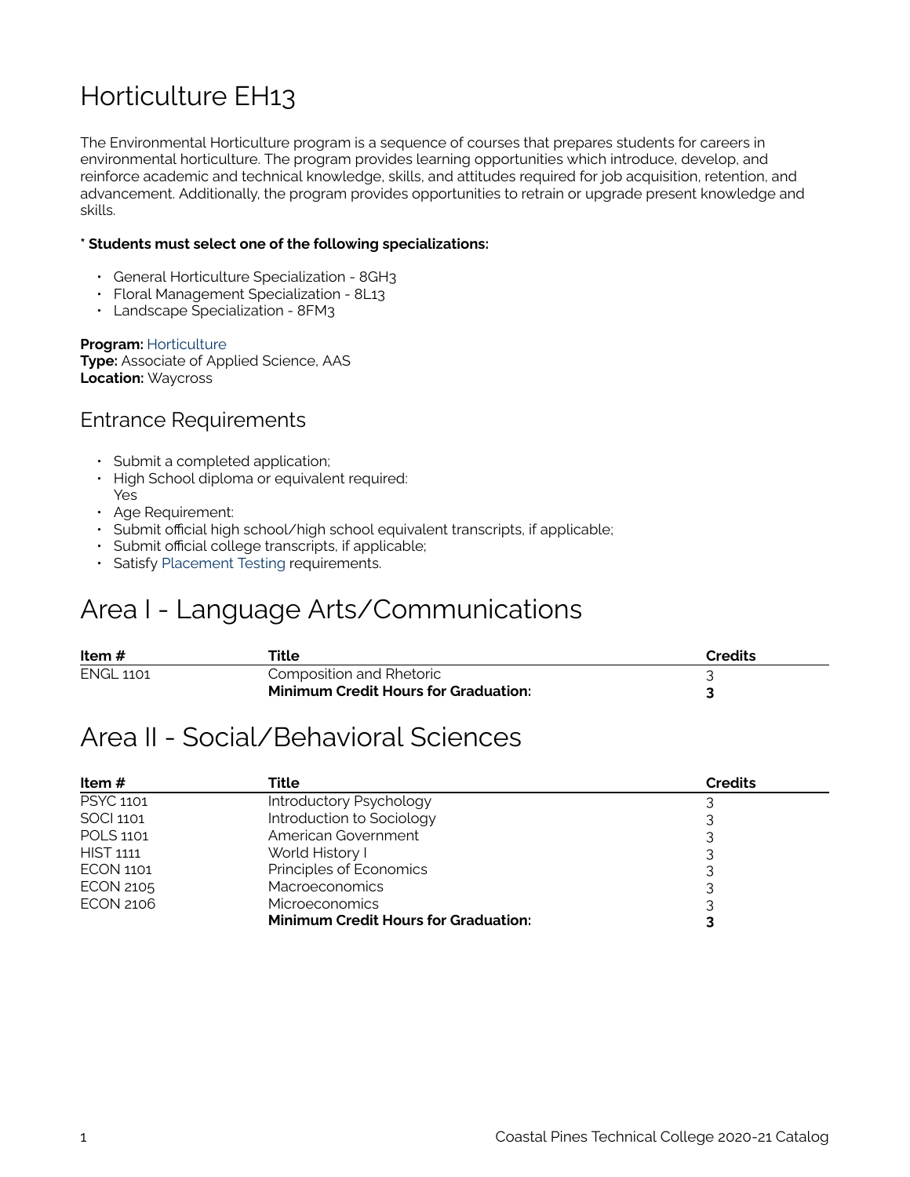# Horticulture EH13

The Environmental Horticulture program is a sequence of courses that prepares students for careers in environmental horticulture. The program provides learning opportunities which introduce, develop, and reinforce academic and technical knowledge, skills, and attitudes required for job acquisition, retention, and advancement. Additionally, the program provides opportunities to retrain or upgrade present knowledge and skills.

**\* Students must select one of the following specializations:**

- General Horticulture Specialization - 8GH3
- Floral Management Specialization - 8L13
- Landscape Specialization - 8FM3

**Program:** Horticulture
**Type:** Associate of Applied Science, AAS
**Location:** Waycross

## Entrance Requirements

- Submit a completed application;
- High School diploma or equivalent required: Yes
- Age Requirement:
- Submit official high school/high school equivalent transcripts, if applicable;
- Submit official college transcripts, if applicable;
- Satisfy Placement Testing requirements.

# Area I - Language Arts/Communications

| Item # | Title | Credits |
|---|---|---|
| ENGL 1101 | Composition and Rhetoric | 3 |
| | **Minimum Credit Hours for Graduation:** | **3** |

# Area II - Social/Behavioral Sciences

| Item # | Title | Credits |
|---|---|---|
| PSYC 1101 | Introductory Psychology | 3 |
| SOCI 1101 | Introduction to Sociology | 3 |
| POLS 1101 | American Government | 3 |
| HIST 1111 | World History I | 3 |
| ECON 1101 | Principles of Economics | 3 |
| ECON 2105 | Macroeconomics | 3 |
| ECON 2106 | Microeconomics | 3 |
| | **Minimum Credit Hours for Graduation:** | **3** |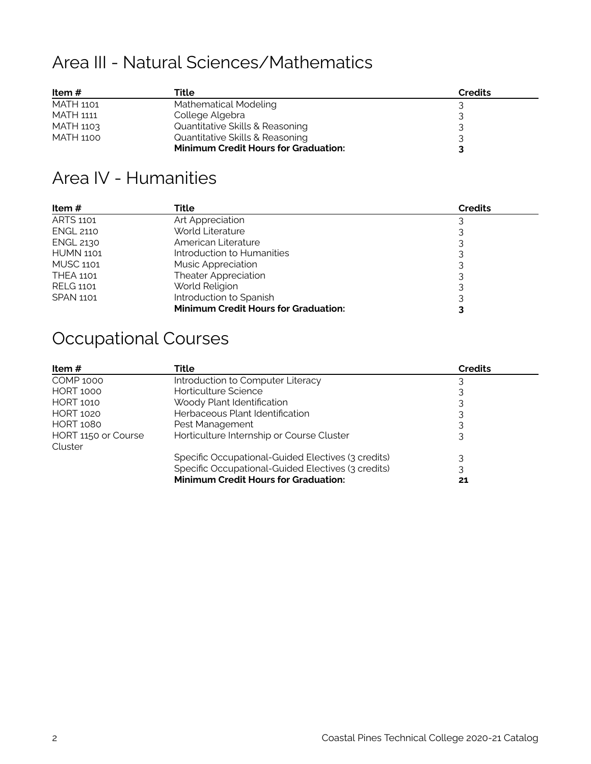## Area III - Natural Sciences/Mathematics

| Item # | Title | Credits |
|---|---|---|
| MATH 1101 | Mathematical Modeling | 3 |
| MATH 1111 | College Algebra | 3 |
| MATH 1103 | Quantitative Skills & Reasoning | 3 |
| MATH 1100 | Quantitative Skills & Reasoning | 3 |
| | **Minimum Credit Hours for Graduation:** | **3** |

## Area IV - Humanities

| Item # | Title | Credits |
|---|---|---|
| ARTS 1101 | Art Appreciation | 3 |
| ENGL 2110 | World Literature | 3 |
| ENGL 2130 | American Literature | 3 |
| HUMN 1101 | Introduction to Humanities | 3 |
| MUSC 1101 | Music Appreciation | 3 |
| THEA 1101 | Theater Appreciation | 3 |
| RELG 1101 | World Religion | 3 |
| SPAN 1101 | Introduction to Spanish | 3 |
| | **Minimum Credit Hours for Graduation:** | **3** |

## Occupational Courses

| Item # | Title | Credits |
|---|---|---|
| COMP 1000 | Introduction to Computer Literacy | 3 |
| HORT 1000 | Horticulture Science | 3 |
| HORT 1010 | Woody Plant Identification | 3 |
| HORT 1020 | Herbaceous Plant Identification | 3 |
| HORT 1080 | Pest Management | 3 |
| HORT 1150 or Course Cluster | Horticulture Internship or Course Cluster | 3 |
| | Specific Occupational-Guided Electives (3 credits) | 3 |
| | Specific Occupational-Guided Electives (3 credits) | 3 |
| | **Minimum Credit Hours for Graduation:** | **21** |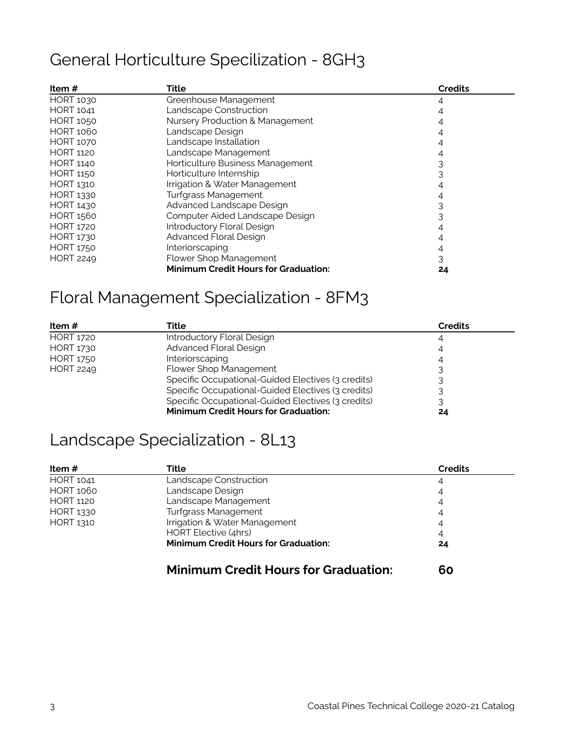## General Horticulture Specilization - 8GH3

| Item # | Title | Credits |
|---|---|---|
| HORT 1030 | Greenhouse Management | 4 |
| HORT 1041 | Landscape Construction | 4 |
| HORT 1050 | Nursery Production & Management | 4 |
| HORT 1060 | Landscape Design | 4 |
| HORT 1070 | Landscape Installation | 4 |
| HORT 1120 | Landscape Management | 4 |
| HORT 1140 | Horticulture Business Management | 3 |
| HORT 1150 | Horticulture Internship | 3 |
| HORT 1310 | Irrigation & Water Management | 4 |
| HORT 1330 | Turfgrass Management | 4 |
| HORT 1430 | Advanced Landscape Design | 3 |
| HORT 1560 | Computer Aided Landscape Design | 3 |
| HORT 1720 | Introductory Floral Design | 4 |
| HORT 1730 | Advanced Floral Design | 4 |
| HORT 1750 | Interiorscaping | 4 |
| HORT 2249 | Flower Shop Management | 3 |
| | **Minimum Credit Hours for Graduation:** | **24** |

## Floral Management Specialization - 8FM3

| Item # | Title | Credits |
|---|---|---|
| HORT 1720 | Introductory Floral Design | 4 |
| HORT 1730 | Advanced Floral Design | 4 |
| HORT 1750 | Interiorscaping | 4 |
| HORT 2249 | Flower Shop Management | 3 |
| | Specific Occupational-Guided Electives (3 credits) | 3 |
| | Specific Occupational-Guided Electives (3 credits) | 3 |
| | Specific Occupational-Guided Electives (3 credits) | 3 |
| | **Minimum Credit Hours for Graduation:** | **24** |

## Landscape Specialization - 8L13

| Item # | Title | Credits |
|---|---|---|
| HORT 1041 | Landscape Construction | 4 |
| HORT 1060 | Landscape Design | 4 |
| HORT 1120 | Landscape Management | 4 |
| HORT 1330 | Turfgrass Management | 4 |
| HORT 1310 | Irrigation & Water Management | 4 |
| | HORT Elective (4hrs) | 4 |
| | **Minimum Credit Hours for Graduation:** | **24** |

**Minimum Credit Hours for Graduation: 60**